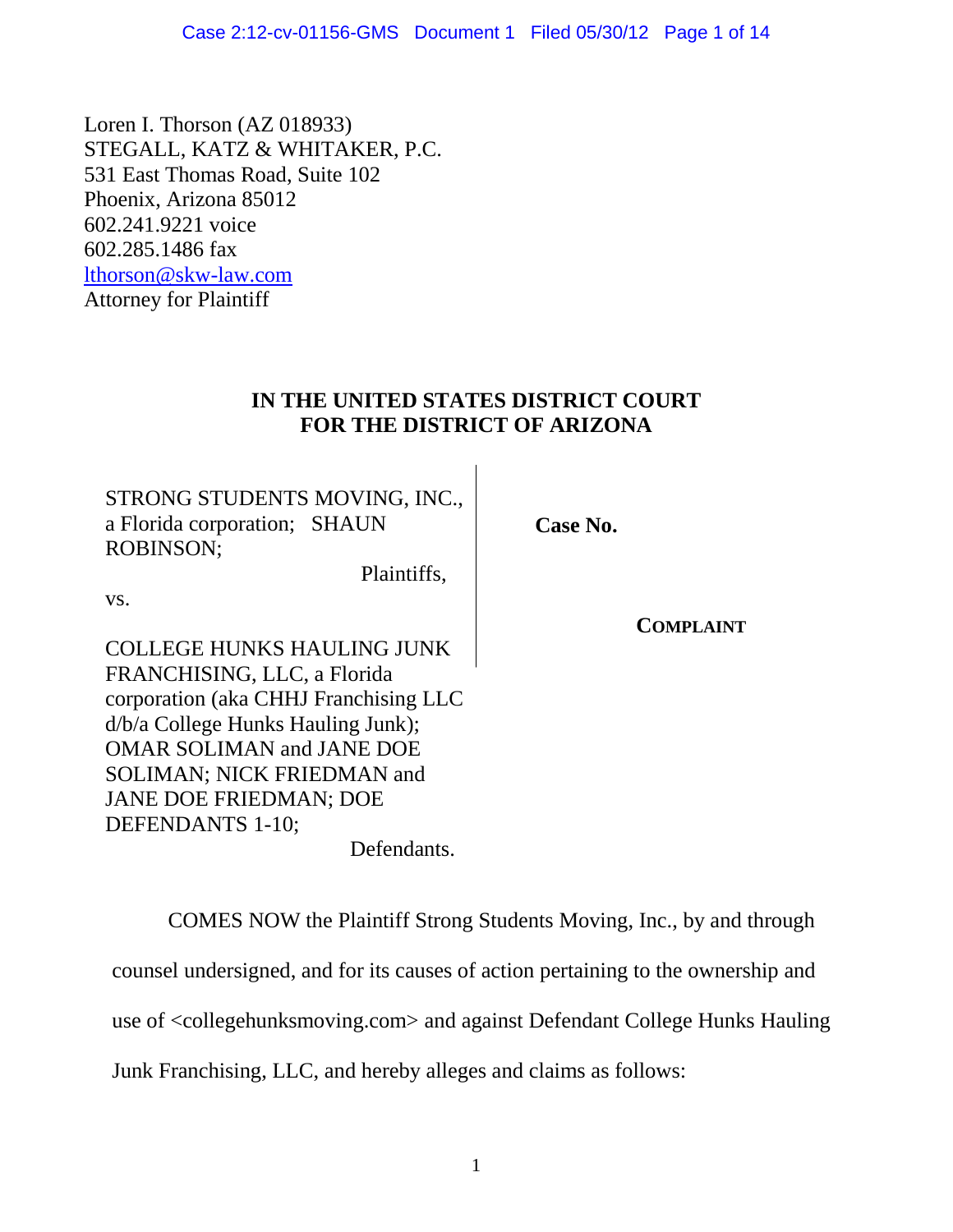Loren I. Thorson (AZ 018933)
STEGALL, KATZ & WHITAKER, P.C.
531 East Thomas Road, Suite 102
Phoenix, Arizona 85012
602.241.9221 voice
602.285.1486 fax
lthorson@skw-law.com
Attorney for Plaintiff

**IN THE UNITED STATES DISTRICT COURT**
**FOR THE DISTRICT OF ARIZONA**

| | |
|---|---|
| STRONG STUDENTS MOVING, INC., a Florida corporation; SHAUN ROBINSON;<br>Plaintiffs,<br>vs.<br>COLLEGE HUNKS HAULING JUNK FRANCHISING, LLC, a Florida corporation (aka CHHJ Franchising LLC d/b/a College Hunks Hauling Junk); OMAR SOLIMAN and JANE DOE SOLIMAN; NICK FRIEDMAN and JANE DOE FRIEDMAN; DOE DEFENDANTS 1-10;<br>Defendants. | **Case No.**<br><br>**COMPLAINT** |

COMES NOW the Plaintiff Strong Students Moving, Inc., by and through counsel undersigned, and for its causes of action pertaining to the ownership and use of <collegehunksmoving.com> and against Defendant College Hunks Hauling Junk Franchising, LLC, and hereby alleges and claims as follows: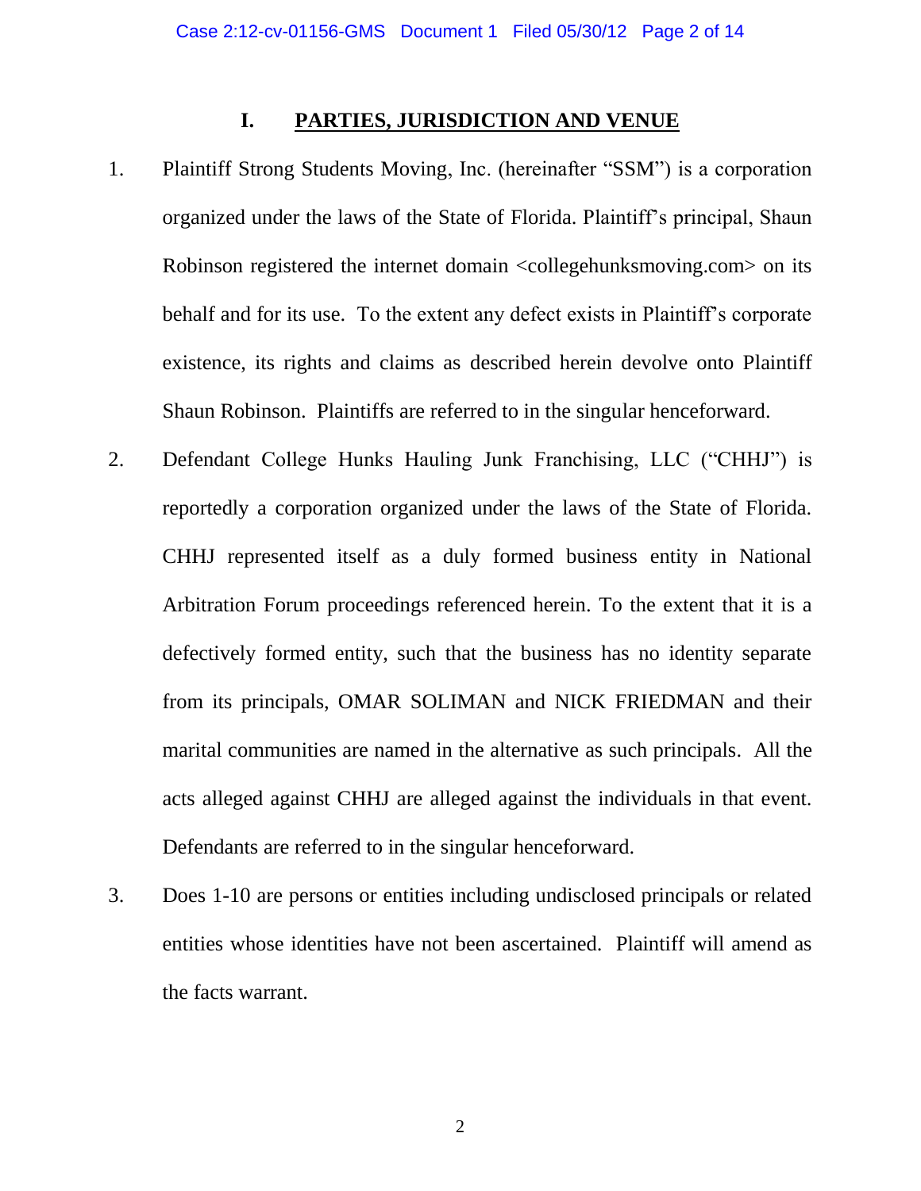## I. PARTIES, JURISDICTION AND VENUE

1. Plaintiff Strong Students Moving, Inc. (hereinafter "SSM") is a corporation organized under the laws of the State of Florida. Plaintiff's principal, Shaun Robinson registered the internet domain <collegehunksmoving.com> on its behalf and for its use. To the extent any defect exists in Plaintiff's corporate existence, its rights and claims as described herein devolve onto Plaintiff Shaun Robinson. Plaintiffs are referred to in the singular henceforward.

2. Defendant College Hunks Hauling Junk Franchising, LLC ("CHHJ") is reportedly a corporation organized under the laws of the State of Florida. CHHJ represented itself as a duly formed business entity in National Arbitration Forum proceedings referenced herein. To the extent that it is a defectively formed entity, such that the business has no identity separate from its principals, OMAR SOLIMAN and NICK FRIEDMAN and their marital communities are named in the alternative as such principals. All the acts alleged against CHHJ are alleged against the individuals in that event. Defendants are referred to in the singular henceforward.

3. Does 1-10 are persons or entities including undisclosed principals or related entities whose identities have not been ascertained. Plaintiff will amend as the facts warrant.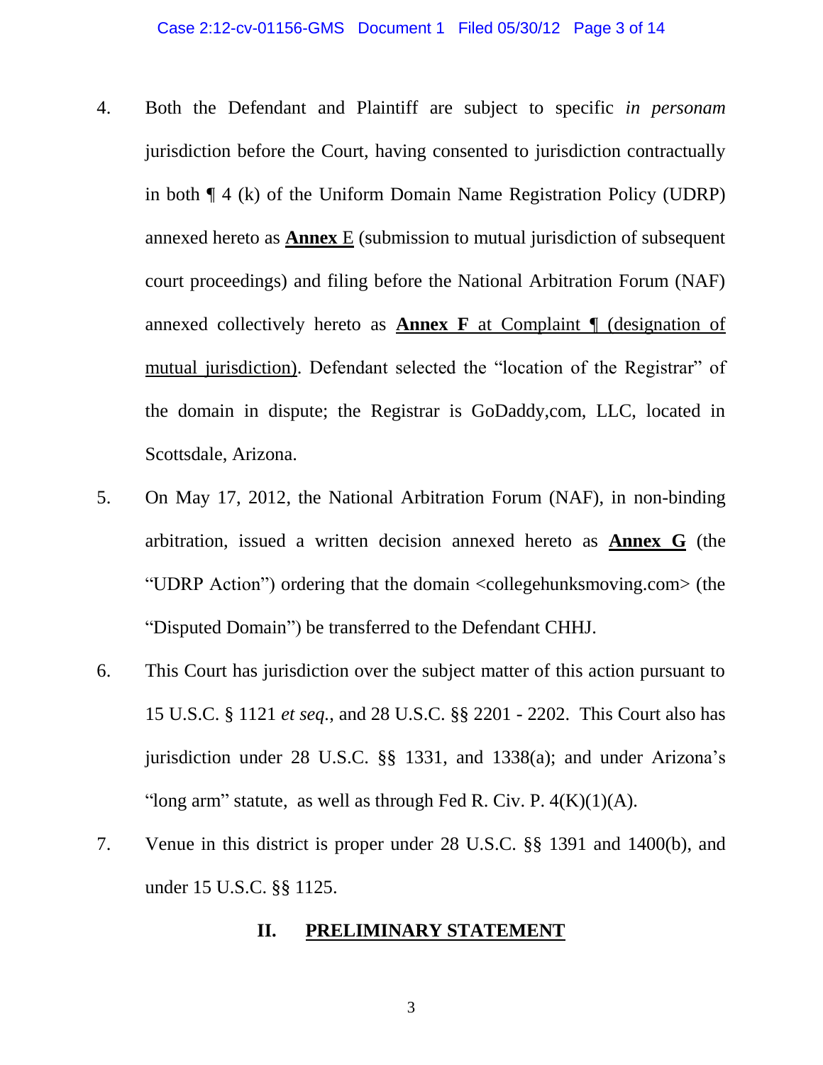4. Both the Defendant and Plaintiff are subject to specific *in personam* jurisdiction before the Court, having consented to jurisdiction contractually in both ¶ 4 (k) of the Uniform Domain Name Registration Policy (UDRP) annexed hereto as **Annex** E (submission to mutual jurisdiction of subsequent court proceedings) and filing before the National Arbitration Forum (NAF) annexed collectively hereto as **Annex F** at Complaint ¶ (designation of mutual jurisdiction). Defendant selected the "location of the Registrar" of the domain in dispute; the Registrar is GoDaddy,com, LLC, located in Scottsdale, Arizona.

5. On May 17, 2012, the National Arbitration Forum (NAF), in non-binding arbitration, issued a written decision annexed hereto as **Annex G** (the "UDRP Action") ordering that the domain <collegehunksmoving.com> (the "Disputed Domain") be transferred to the Defendant CHHJ.

6. This Court has jurisdiction over the subject matter of this action pursuant to 15 U.S.C. § 1121 *et seq.*, and 28 U.S.C. §§ 2201 - 2202. This Court also has jurisdiction under 28 U.S.C. §§ 1331, and 1338(a); and under Arizona's "long arm" statute, as well as through Fed R. Civ. P. 4(K)(1)(A).

7. Venue in this district is proper under 28 U.S.C. §§ 1391 and 1400(b), and under 15 U.S.C. §§ 1125.

## II. PRELIMINARY STATEMENT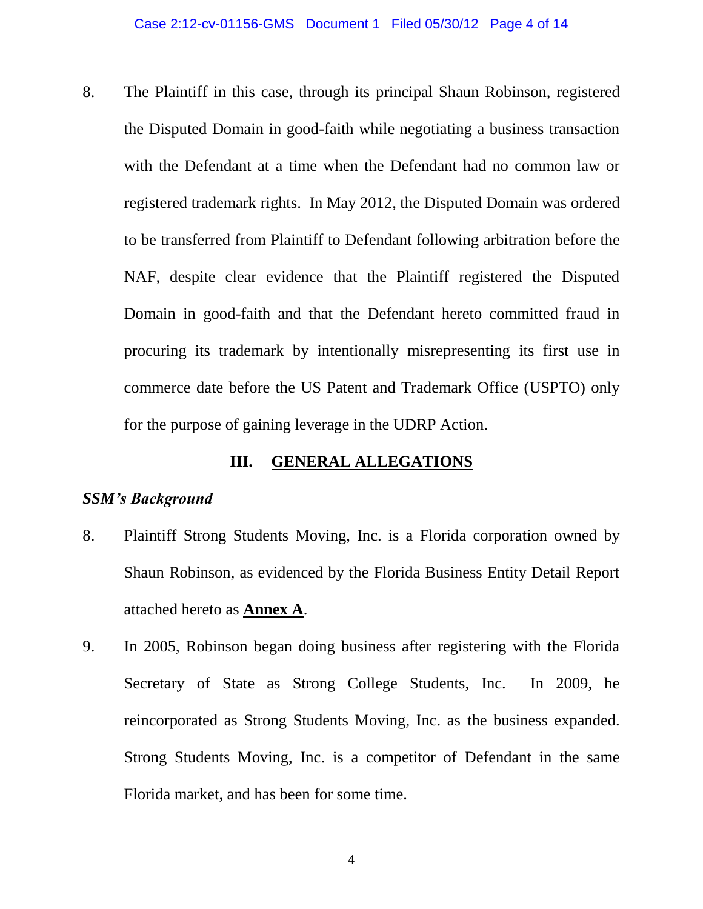8. The Plaintiff in this case, through its principal Shaun Robinson, registered the Disputed Domain in good-faith while negotiating a business transaction with the Defendant at a time when the Defendant had no common law or registered trademark rights. In May 2012, the Disputed Domain was ordered to be transferred from Plaintiff to Defendant following arbitration before the NAF, despite clear evidence that the Plaintiff registered the Disputed Domain in good-faith and that the Defendant hereto committed fraud in procuring its trademark by intentionally misrepresenting its first use in commerce date before the US Patent and Trademark Office (USPTO) only for the purpose of gaining leverage in the UDRP Action.

## III. GENERAL ALLEGATIONS

### *SSM's Background*

8. Plaintiff Strong Students Moving, Inc. is a Florida corporation owned by Shaun Robinson, as evidenced by the Florida Business Entity Detail Report attached hereto as **Annex A**.

9. In 2005, Robinson began doing business after registering with the Florida Secretary of State as Strong College Students, Inc. In 2009, he reincorporated as Strong Students Moving, Inc. as the business expanded. Strong Students Moving, Inc. is a competitor of Defendant in the same Florida market, and has been for some time.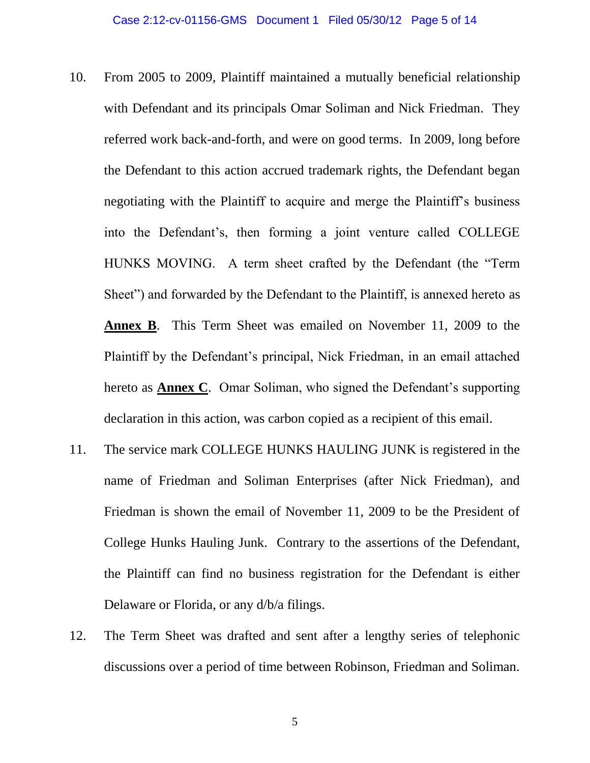10. From 2005 to 2009, Plaintiff maintained a mutually beneficial relationship with Defendant and its principals Omar Soliman and Nick Friedman. They referred work back-and-forth, and were on good terms. In 2009, long before the Defendant to this action accrued trademark rights, the Defendant began negotiating with the Plaintiff to acquire and merge the Plaintiff's business into the Defendant's, then forming a joint venture called COLLEGE HUNKS MOVING. A term sheet crafted by the Defendant (the "Term Sheet") and forwarded by the Defendant to the Plaintiff, is annexed hereto as **Annex B**. This Term Sheet was emailed on November 11, 2009 to the Plaintiff by the Defendant's principal, Nick Friedman, in an email attached hereto as **Annex C**. Omar Soliman, who signed the Defendant's supporting declaration in this action, was carbon copied as a recipient of this email.

11. The service mark COLLEGE HUNKS HAULING JUNK is registered in the name of Friedman and Soliman Enterprises (after Nick Friedman), and Friedman is shown the email of November 11, 2009 to be the President of College Hunks Hauling Junk. Contrary to the assertions of the Defendant, the Plaintiff can find no business registration for the Defendant is either Delaware or Florida, or any d/b/a filings.

12. The Term Sheet was drafted and sent after a lengthy series of telephonic discussions over a period of time between Robinson, Friedman and Soliman.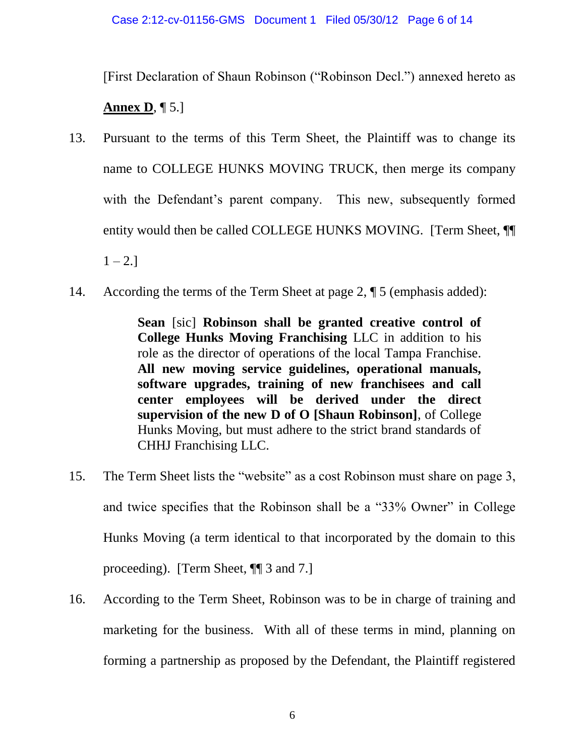[First Declaration of Shaun Robinson ("Robinson Decl.") annexed hereto as **<u>Annex D</u>**, ¶ 5.]

13. Pursuant to the terms of this Term Sheet, the Plaintiff was to change its name to COLLEGE HUNKS MOVING TRUCK, then merge its company with the Defendant's parent company. This new, subsequently formed entity would then be called COLLEGE HUNKS MOVING. [Term Sheet, ¶¶ 1 – 2.]

14. According the terms of the Term Sheet at page 2, ¶ 5 (emphasis added):

> **Sean** [sic] **Robinson shall be granted creative control of College Hunks Moving Franchising** LLC in addition to his role as the director of operations of the local Tampa Franchise. **All new moving service guidelines, operational manuals, software upgrades, training of new franchisees and call center employees will be derived under the direct supervision of the new D of O [Shaun Robinson]**, of College Hunks Moving, but must adhere to the strict brand standards of CHHJ Franchising LLC.

15. The Term Sheet lists the "website" as a cost Robinson must share on page 3, and twice specifies that the Robinson shall be a "33% Owner" in College Hunks Moving (a term identical to that incorporated by the domain to this proceeding). [Term Sheet, ¶¶ 3 and 7.]

16. According to the Term Sheet, Robinson was to be in charge of training and marketing for the business. With all of these terms in mind, planning on forming a partnership as proposed by the Defendant, the Plaintiff registered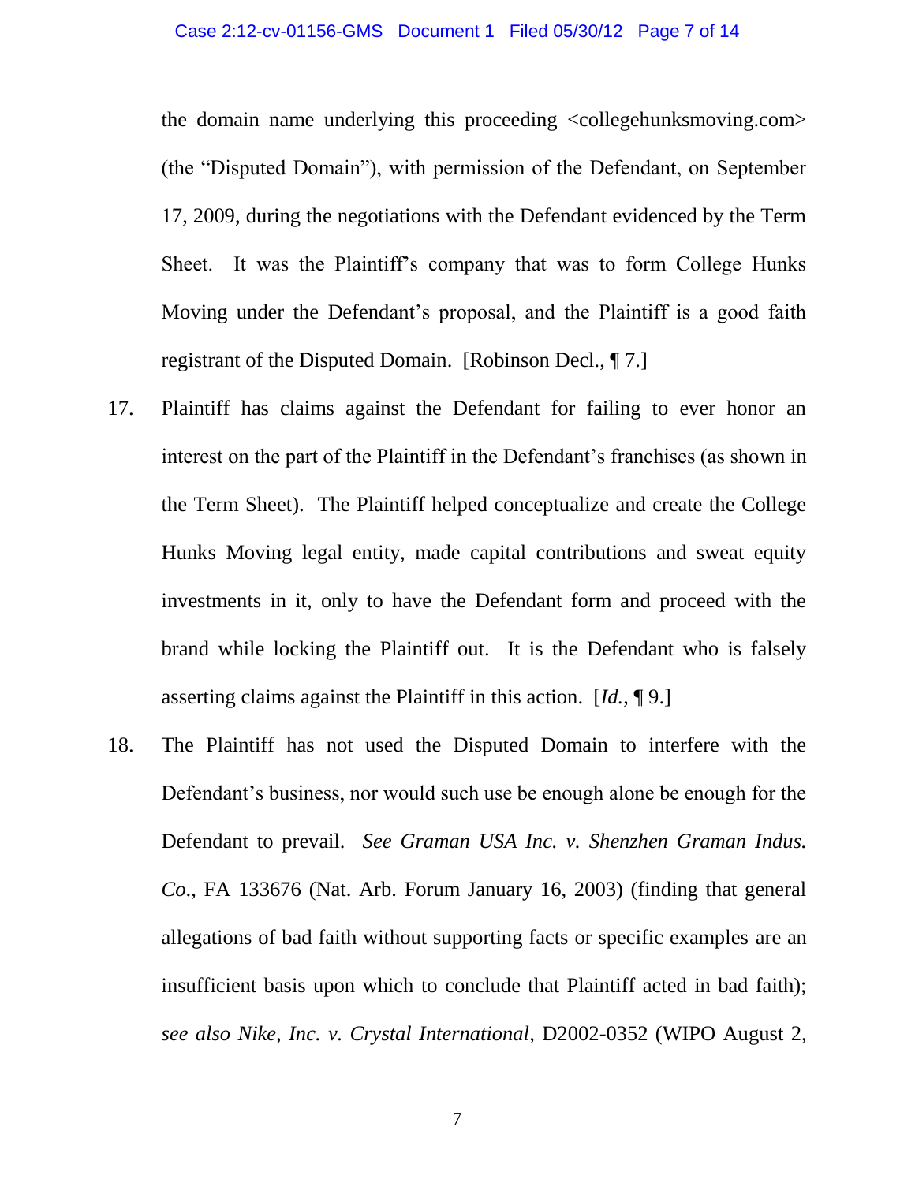the domain name underlying this proceeding <collegehunksmoving.com> (the "Disputed Domain"), with permission of the Defendant, on September 17, 2009, during the negotiations with the Defendant evidenced by the Term Sheet. It was the Plaintiff's company that was to form College Hunks Moving under the Defendant's proposal, and the Plaintiff is a good faith registrant of the Disputed Domain. [Robinson Decl., ¶ 7.]

17. Plaintiff has claims against the Defendant for failing to ever honor an interest on the part of the Plaintiff in the Defendant's franchises (as shown in the Term Sheet). The Plaintiff helped conceptualize and create the College Hunks Moving legal entity, made capital contributions and sweat equity investments in it, only to have the Defendant form and proceed with the brand while locking the Plaintiff out. It is the Defendant who is falsely asserting claims against the Plaintiff in this action. [*Id.*, ¶ 9.]

18. The Plaintiff has not used the Disputed Domain to interfere with the Defendant's business, nor would such use be enough alone be enough for the Defendant to prevail. *See Graman USA Inc. v. Shenzhen Graman Indus. Co.*, FA 133676 (Nat. Arb. Forum January 16, 2003) (finding that general allegations of bad faith without supporting facts or specific examples are an insufficient basis upon which to conclude that Plaintiff acted in bad faith); *see also Nike, Inc. v. Crystal International*, D2002-0352 (WIPO August 2,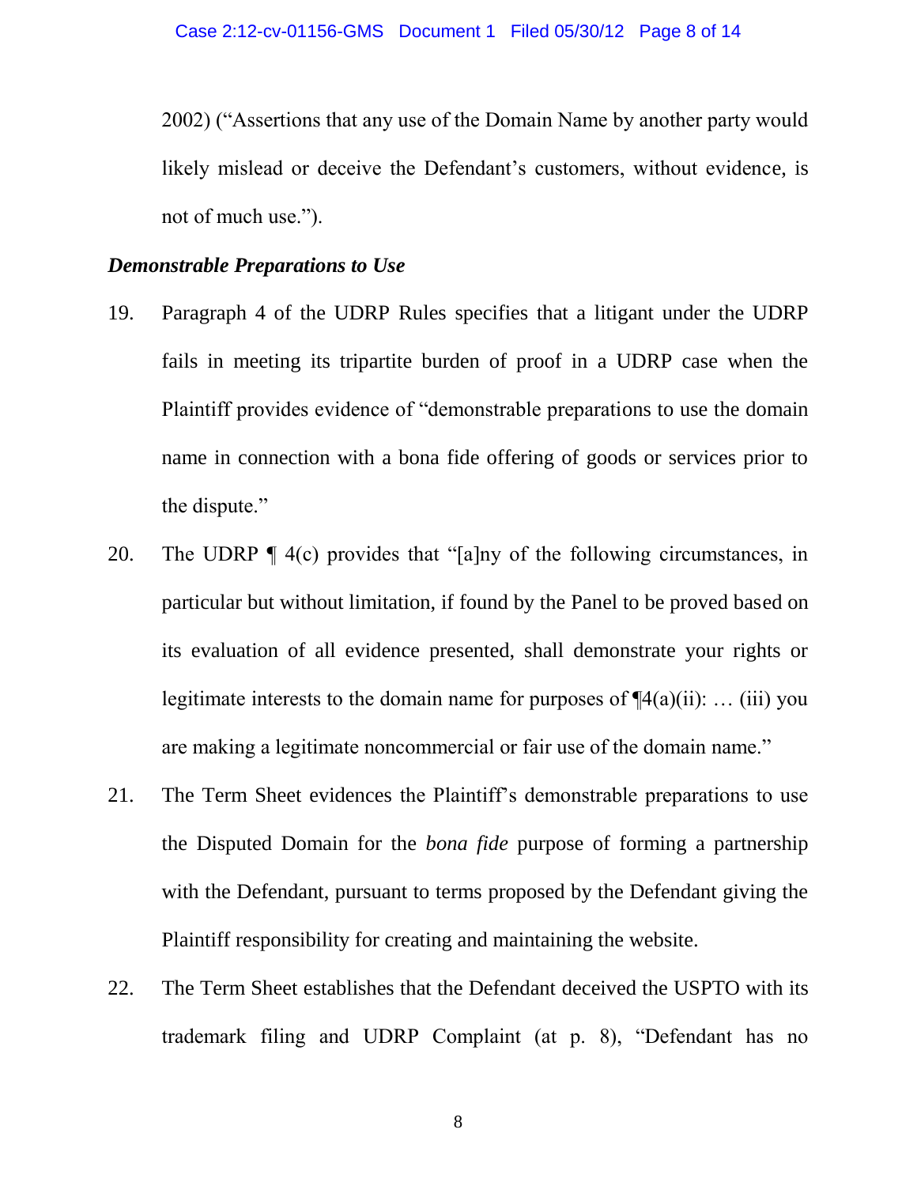2002) ("Assertions that any use of the Domain Name by another party would likely mislead or deceive the Defendant's customers, without evidence, is not of much use.").

***Demonstrable Preparations to Use***

19. Paragraph 4 of the UDRP Rules specifies that a litigant under the UDRP fails in meeting its tripartite burden of proof in a UDRP case when the Plaintiff provides evidence of "demonstrable preparations to use the domain name in connection with a bona fide offering of goods or services prior to the dispute."

20. The UDRP ¶ 4(c) provides that "[a]ny of the following circumstances, in particular but without limitation, if found by the Panel to be proved based on its evaluation of all evidence presented, shall demonstrate your rights or legitimate interests to the domain name for purposes of ¶4(a)(ii): … (iii) you are making a legitimate noncommercial or fair use of the domain name."

21. The Term Sheet evidences the Plaintiff's demonstrable preparations to use the Disputed Domain for the *bona fide* purpose of forming a partnership with the Defendant, pursuant to terms proposed by the Defendant giving the Plaintiff responsibility for creating and maintaining the website.

22. The Term Sheet establishes that the Defendant deceived the USPTO with its trademark filing and UDRP Complaint (at p. 8), "Defendant has no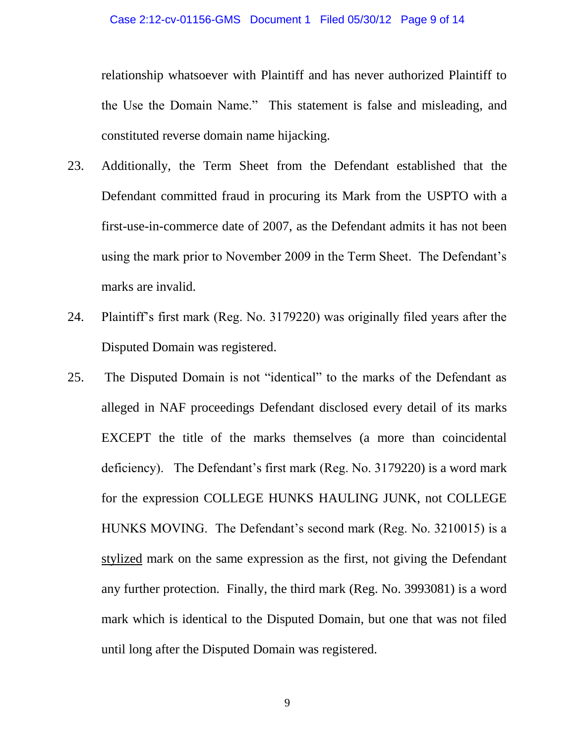relationship whatsoever with Plaintiff and has never authorized Plaintiff to the Use the Domain Name." This statement is false and misleading, and constituted reverse domain name hijacking.

23. Additionally, the Term Sheet from the Defendant established that the Defendant committed fraud in procuring its Mark from the USPTO with a first-use-in-commerce date of 2007, as the Defendant admits it has not been using the mark prior to November 2009 in the Term Sheet. The Defendant's marks are invalid.

24. Plaintiff's first mark (Reg. No. 3179220) was originally filed years after the Disputed Domain was registered.

25. The Disputed Domain is not "identical" to the marks of the Defendant as alleged in NAF proceedings Defendant disclosed every detail of its marks EXCEPT the title of the marks themselves (a more than coincidental deficiency). The Defendant's first mark (Reg. No. 3179220) is a word mark for the expression COLLEGE HUNKS HAULING JUNK, not COLLEGE HUNKS MOVING. The Defendant's second mark (Reg. No. 3210015) is a <u>stylized</u> mark on the same expression as the first, not giving the Defendant any further protection. Finally, the third mark (Reg. No. 3993081) is a word mark which is identical to the Disputed Domain, but one that was not filed until long after the Disputed Domain was registered.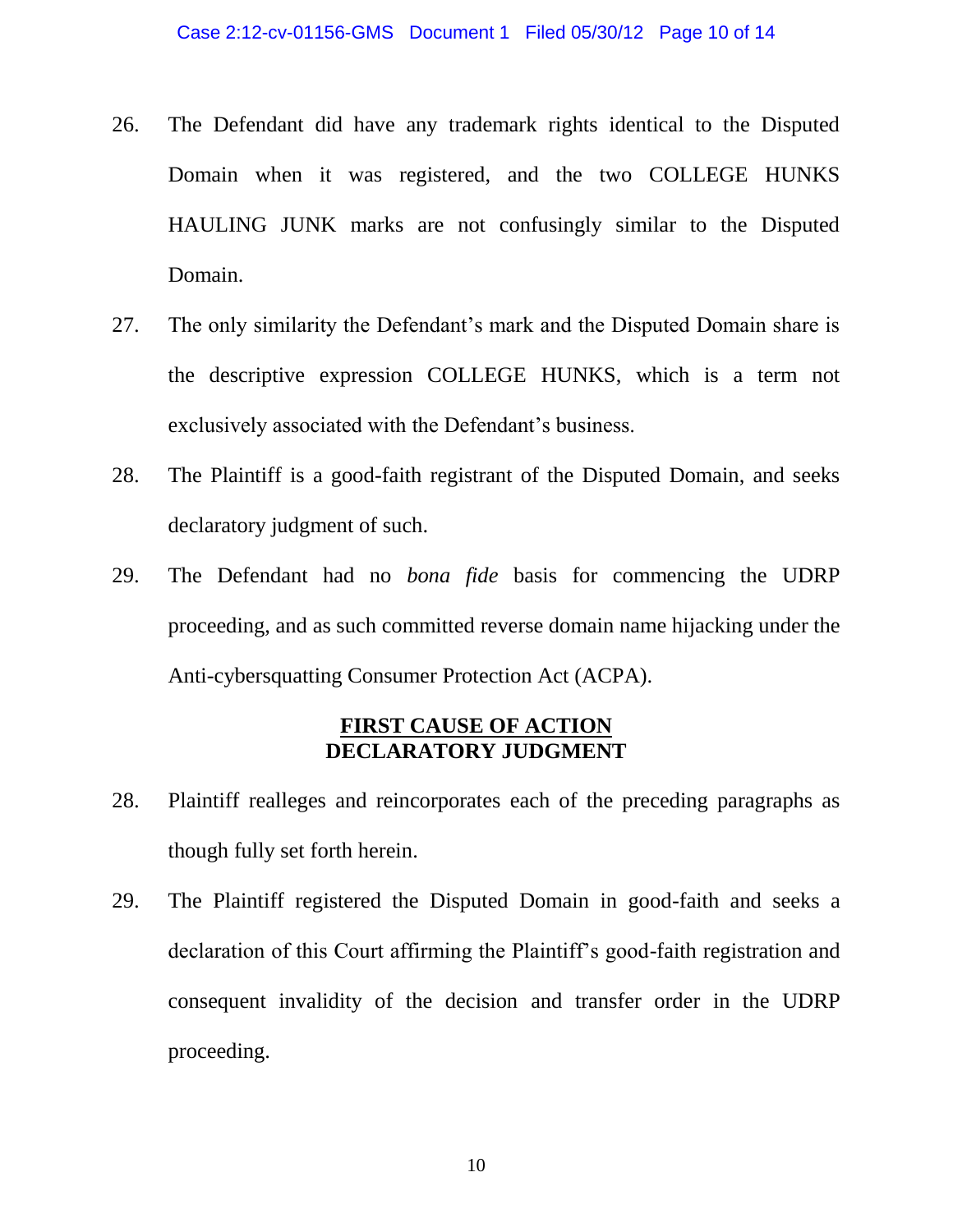26. The Defendant did have any trademark rights identical to the Disputed Domain when it was registered, and the two COLLEGE HUNKS HAULING JUNK marks are not confusingly similar to the Disputed Domain.

27. The only similarity the Defendant's mark and the Disputed Domain share is the descriptive expression COLLEGE HUNKS, which is a term not exclusively associated with the Defendant's business.

28. The Plaintiff is a good-faith registrant of the Disputed Domain, and seeks declaratory judgment of such.

29. The Defendant had no *bona fide* basis for commencing the UDRP proceeding, and as such committed reverse domain name hijacking under the Anti-cybersquatting Consumer Protection Act (ACPA).

**FIRST CAUSE OF ACTION**
**DECLARATORY JUDGMENT**

28. Plaintiff realleges and reincorporates each of the preceding paragraphs as though fully set forth herein.

29. The Plaintiff registered the Disputed Domain in good-faith and seeks a declaration of this Court affirming the Plaintiff's good-faith registration and consequent invalidity of the decision and transfer order in the UDRP proceeding.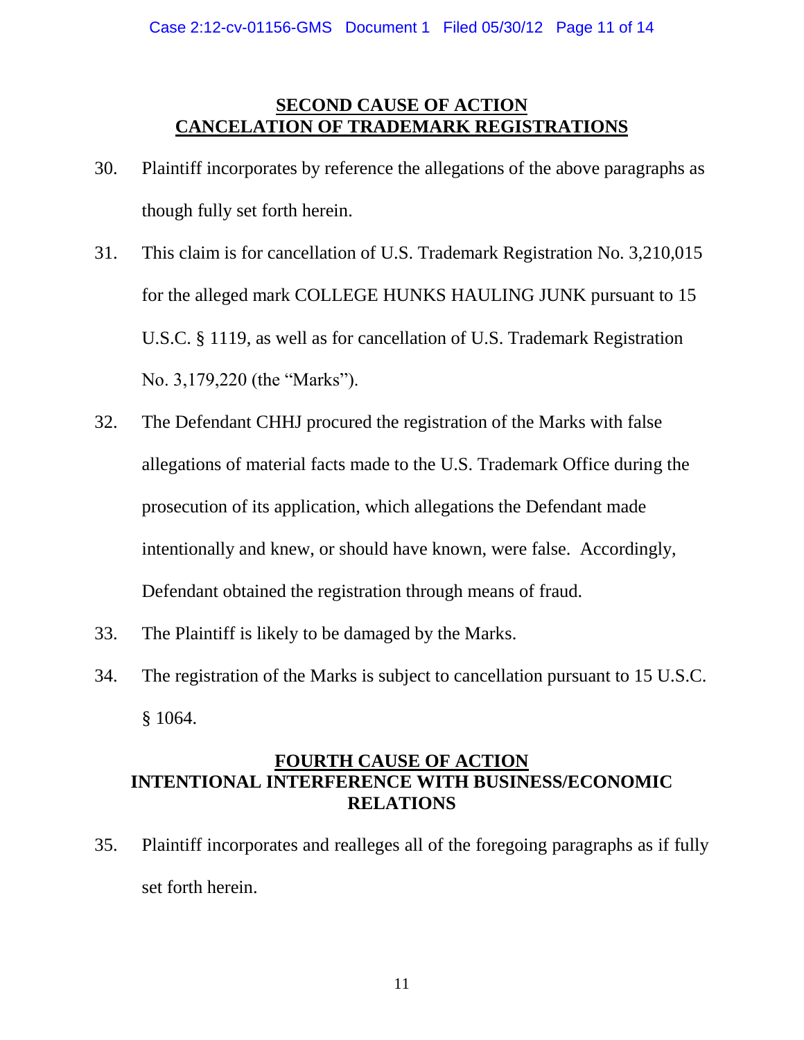## SECOND CAUSE OF ACTION
## CANCELATION OF TRADEMARK REGISTRATIONS

30. Plaintiff incorporates by reference the allegations of the above paragraphs as though fully set forth herein.

31. This claim is for cancellation of U.S. Trademark Registration No. 3,210,015 for the alleged mark COLLEGE HUNKS HAULING JUNK pursuant to 15 U.S.C. § 1119, as well as for cancellation of U.S. Trademark Registration No. 3,179,220 (the "Marks").

32. The Defendant CHHJ procured the registration of the Marks with false allegations of material facts made to the U.S. Trademark Office during the prosecution of its application, which allegations the Defendant made intentionally and knew, or should have known, were false. Accordingly, Defendant obtained the registration through means of fraud.

33. The Plaintiff is likely to be damaged by the Marks.

34. The registration of the Marks is subject to cancellation pursuant to 15 U.S.C. § 1064.

## FOURTH CAUSE OF ACTION
## INTENTIONAL INTERFERENCE WITH BUSINESS/ECONOMIC RELATIONS

35. Plaintiff incorporates and realleges all of the foregoing paragraphs as if fully set forth herein.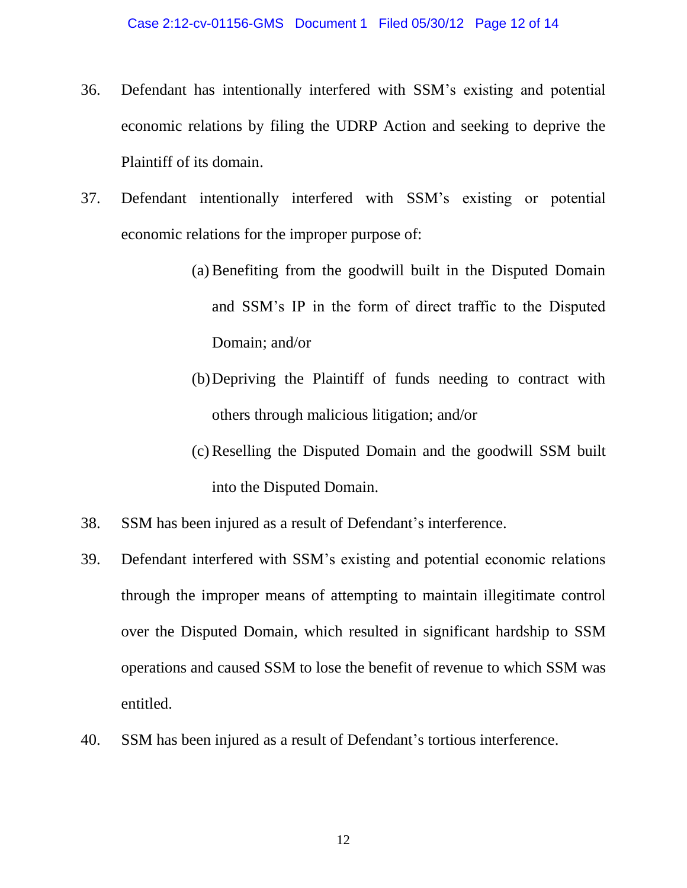36. Defendant has intentionally interfered with SSM's existing and potential economic relations by filing the UDRP Action and seeking to deprive the Plaintiff of its domain.

37. Defendant intentionally interfered with SSM's existing or potential economic relations for the improper purpose of:

    (a) Benefiting from the goodwill built in the Disputed Domain and SSM's IP in the form of direct traffic to the Disputed Domain; and/or

    (b) Depriving the Plaintiff of funds needing to contract with others through malicious litigation; and/or

    (c) Reselling the Disputed Domain and the goodwill SSM built into the Disputed Domain.

38. SSM has been injured as a result of Defendant's interference.

39. Defendant interfered with SSM's existing and potential economic relations through the improper means of attempting to maintain illegitimate control over the Disputed Domain, which resulted in significant hardship to SSM operations and caused SSM to lose the benefit of revenue to which SSM was entitled.

40. SSM has been injured as a result of Defendant's tortious interference.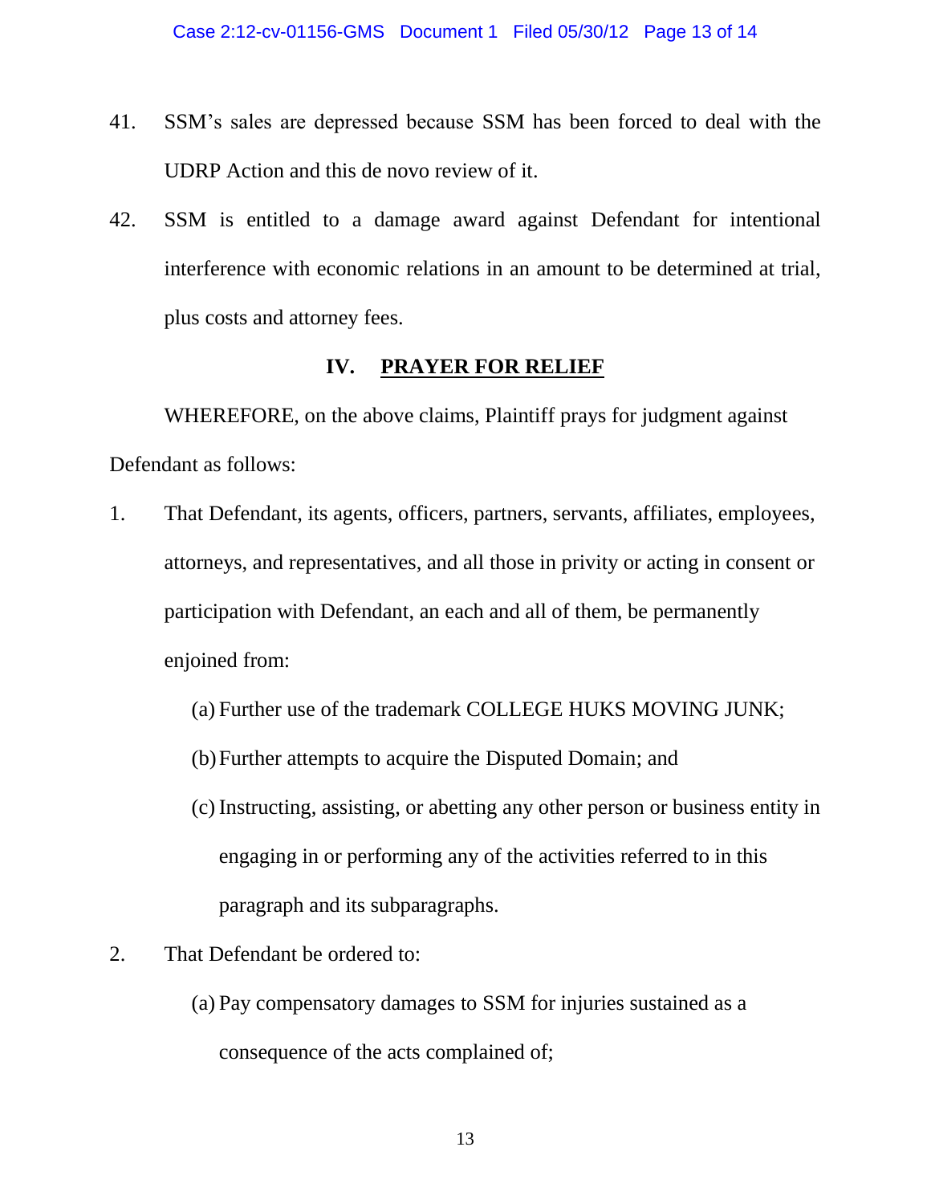41. SSM's sales are depressed because SSM has been forced to deal with the UDRP Action and this de novo review of it.

42. SSM is entitled to a damage award against Defendant for intentional interference with economic relations in an amount to be determined at trial, plus costs and attorney fees.

## IV. PRAYER FOR RELIEF

WHEREFORE, on the above claims, Plaintiff prays for judgment against Defendant as follows:

1. That Defendant, its agents, officers, partners, servants, affiliates, employees, attorneys, and representatives, and all those in privity or acting in consent or participation with Defendant, an each and all of them, be permanently enjoined from:

   (a) Further use of the trademark COLLEGE HUKS MOVING JUNK;

   (b) Further attempts to acquire the Disputed Domain; and

   (c) Instructing, assisting, or abetting any other person or business entity in engaging in or performing any of the activities referred to in this paragraph and its subparagraphs.

2. That Defendant be ordered to:

   (a) Pay compensatory damages to SSM for injuries sustained as a consequence of the acts complained of;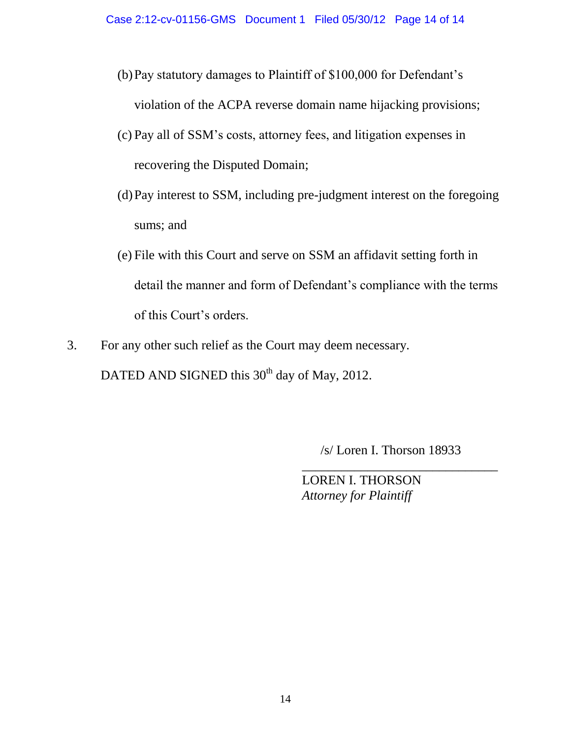(b) Pay statutory damages to Plaintiff of $100,000 for Defendant's violation of the ACPA reverse domain name hijacking provisions;

(c) Pay all of SSM's costs, attorney fees, and litigation expenses in recovering the Disputed Domain;

(d) Pay interest to SSM, including pre-judgment interest on the foregoing sums; and

(e) File with this Court and serve on SSM an affidavit setting forth in detail the manner and form of Defendant's compliance with the terms of this Court's orders.

3. For any other such relief as the Court may deem necessary.

DATED AND SIGNED this 30th day of May, 2012.

/s/ Loren I. Thorson 18933

______________________________

LOREN I. THORSON
*Attorney for Plaintiff*